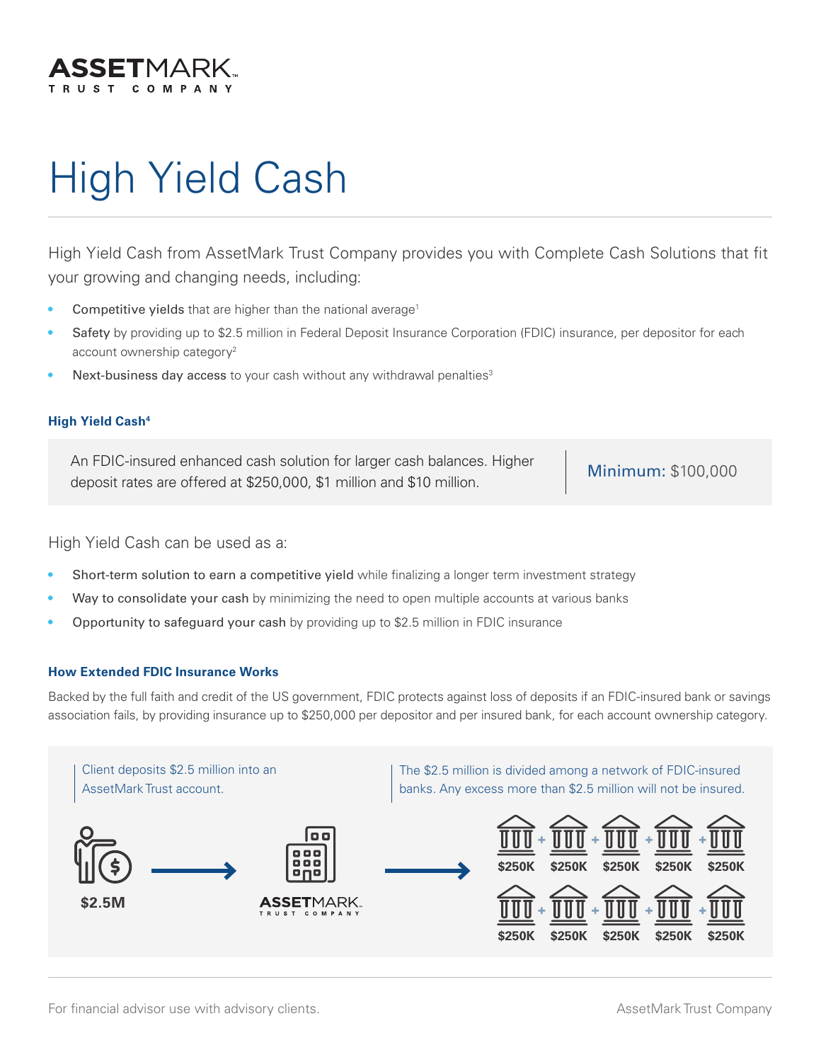# ASSETMARK TRUST COMPANY

# High Yield Cash

High Yield Cash from AssetMark Trust Company provides you with Complete Cash Solutions that fit your growing and changing needs, including:

- **Competitive yields** that are higher than the national average[1]
- **Safety** by providing up to $2.5 million in Federal Deposit Insurance Corporation (FDIC) insurance, per depositor for each account ownership category[2]
- **Next-business day access** to your cash without any withdrawal penalties[3]

### High Yield Cash[4]

An FDIC-insured enhanced cash solution for larger cash balances. Higher deposit rates are offered at $250,000, $1 million and $10 million.

**Minimum:** $100,000

High Yield Cash can be used as a:

- **Short-term solution to earn a competitive yield** while finalizing a longer term investment strategy
- **Way to consolidate your cash** by minimizing the need to open multiple accounts at various banks
- **Opportunity to safeguard your cash** by providing up to $2.5 million in FDIC insurance

### How Extended FDIC Insurance Works

Backed by the full faith and credit of the US government, FDIC protects against loss of deposits if an FDIC-insured bank or savings association fails, by providing insurance up to $250,000 per depositor and per insured bank, for each account ownership category.

Client deposits $2.5 million into an AssetMark Trust account.

The $2.5 million is divided among a network of FDIC-insured banks. Any excess more than $2.5 million will not be insured.

$2.5M → ASSETMARK TRUST COMPANY → $250K + $250K + $250K + $250K + $250K + $250K + $250K + $250K + $250K + $250K

For financial advisor use with advisory clients.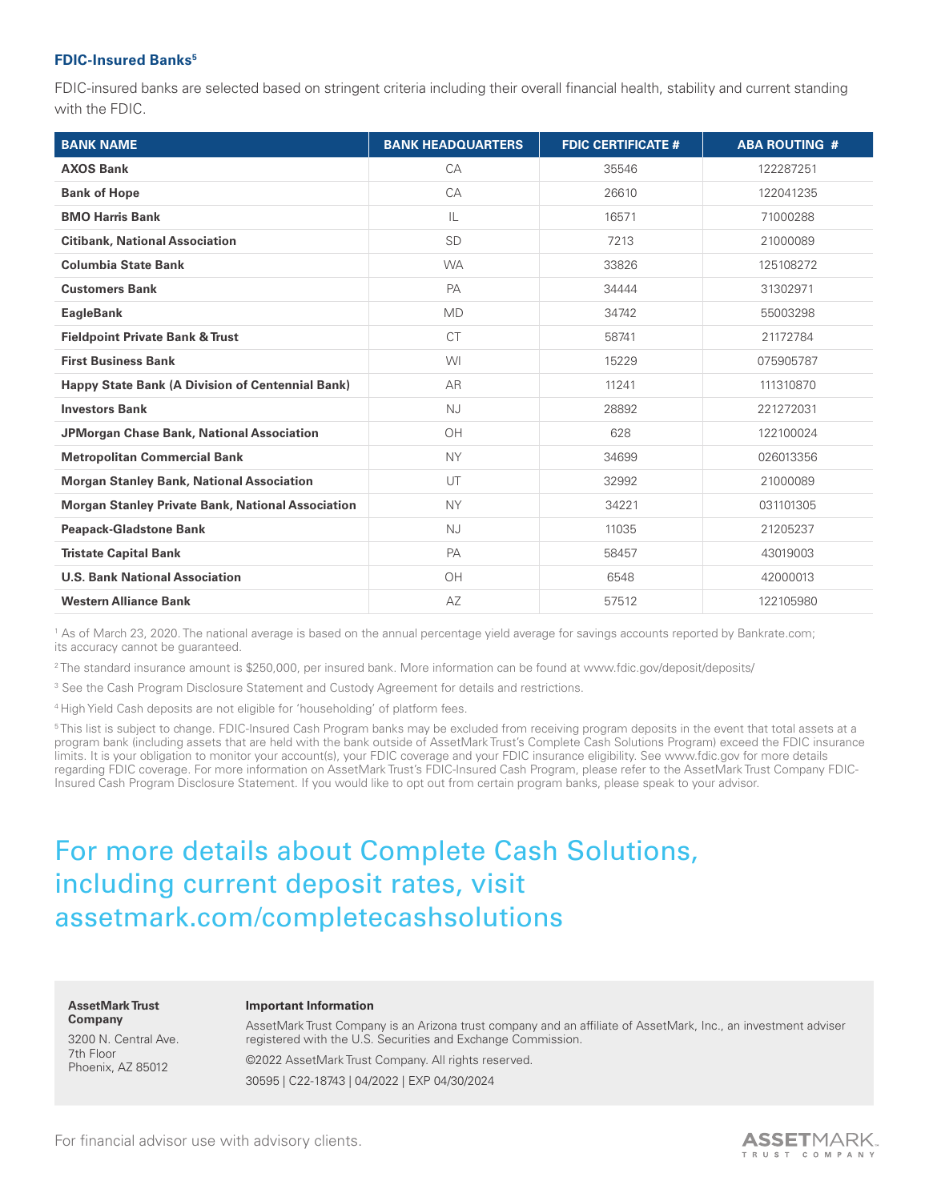### FDIC-Insured Banks[5]

FDIC-insured banks are selected based on stringent criteria including their overall financial health, stability and current standing with the FDIC.

| BANK NAME | BANK HEADQUARTERS | FDIC CERTIFICATE # | ABA ROUTING # |
|---|---|---|---|
| **AXOS Bank** | CA | 35546 | 122287251 |
| **Bank of Hope** | CA | 26610 | 122041235 |
| **BMO Harris Bank** | IL | 16571 | 71000288 |
| **Citibank, National Association** | SD | 7213 | 21000089 |
| **Columbia State Bank** | WA | 33826 | 125108272 |
| **Customers Bank** | PA | 34444 | 31302971 |
| **EagleBank** | MD | 34742 | 55003298 |
| **Fieldpoint Private Bank & Trust** | CT | 58741 | 21172784 |
| **First Business Bank** | WI | 15229 | 075905787 |
| **Happy State Bank (A Division of Centennial Bank)** | AR | 11241 | 111310870 |
| **Investors Bank** | NJ | 28892 | 221272031 |
| **JPMorgan Chase Bank, National Association** | OH | 628 | 122100024 |
| **Metropolitan Commercial Bank** | NY | 34699 | 026013356 |
| **Morgan Stanley Bank, National Association** | UT | 32992 | 21000089 |
| **Morgan Stanley Private Bank, National Association** | NY | 34221 | 031101305 |
| **Peapack-Gladstone Bank** | NJ | 11035 | 21205237 |
| **Tristate Capital Bank** | PA | 58457 | 43019003 |
| **U.S. Bank National Association** | OH | 6548 | 42000013 |
| **Western Alliance Bank** | AZ | 57512 | 122105980 |

[1] As of March 23, 2020. The national average is based on the annual percentage yield average for savings accounts reported by Bankrate.com; its accuracy cannot be guaranteed.

[2] The standard insurance amount is $250,000, per insured bank. More information can be found at www.fdic.gov/deposit/deposits/

[3] See the Cash Program Disclosure Statement and Custody Agreement for details and restrictions.

[4] High Yield Cash deposits are not eligible for 'householding' of platform fees.

[5] This list is subject to change. FDIC-Insured Cash Program banks may be excluded from receiving program deposits in the event that total assets at a program bank (including assets that are held with the bank outside of AssetMark Trust's Complete Cash Solutions Program) exceed the FDIC insurance limits. It is your obligation to monitor your account(s), your FDIC coverage and your FDIC insurance eligibility. See www.fdic.gov for more details regarding FDIC coverage. For more information on AssetMark Trust's FDIC-Insured Cash Program, please refer to the AssetMark Trust Company FDIC-Insured Cash Program Disclosure Statement. If you would like to opt out from certain program banks, please speak to your advisor.

## For more details about Complete Cash Solutions, including current deposit rates, visit assetmark.com/completecashsolutions

**AssetMark Trust Company**

3200 N. Central Ave.
7th Floor
Phoenix, AZ 85012

**Important Information**

AssetMark Trust Company is an Arizona trust company and an affiliate of AssetMark, Inc., an investment adviser registered with the U.S. Securities and Exchange Commission.

©2022 AssetMark Trust Company. All rights reserved.

30595 | C22-18743 | 04/2022 | EXP 04/30/2024

For financial advisor use with advisory clients.

ASSETMARK TRUST COMPANY